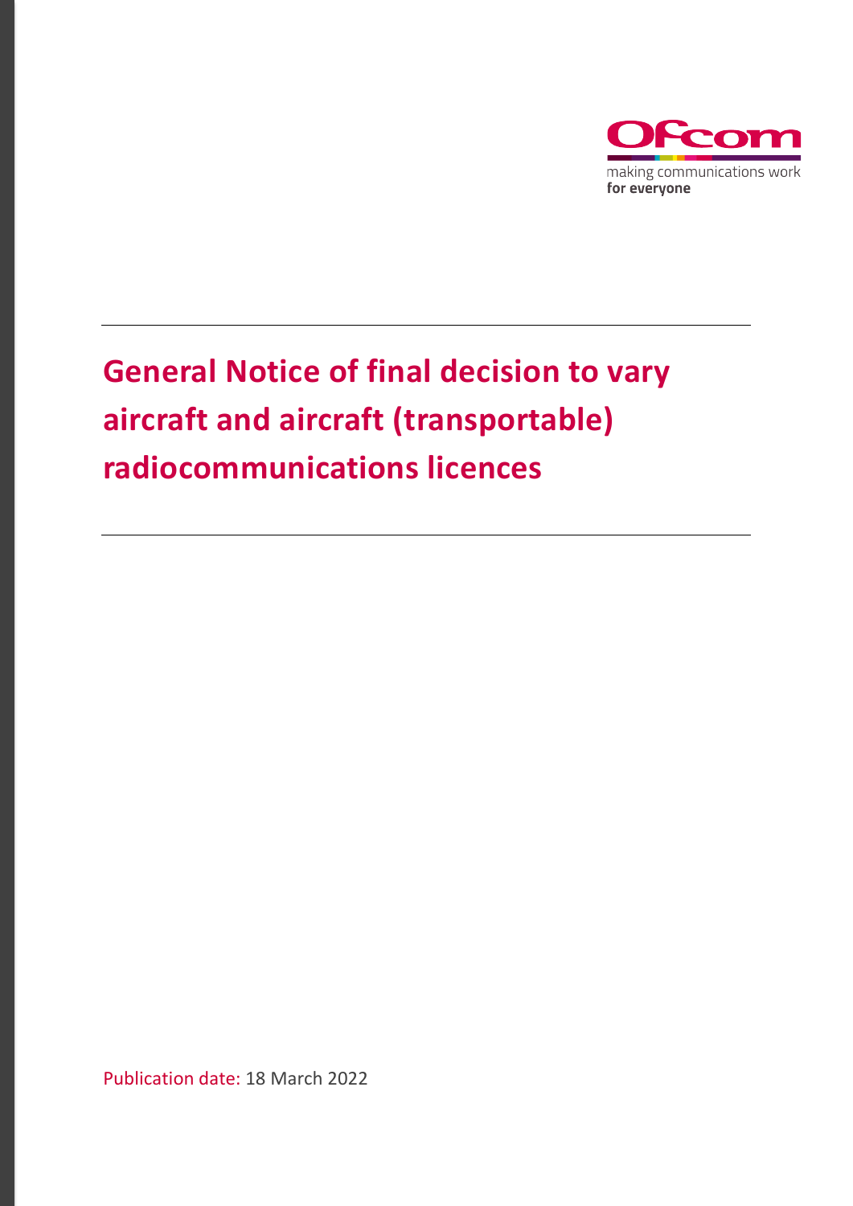Ofcom

making communications work
**for everyone**

# General Notice of final decision to vary aircraft and aircraft (transportable) radiocommunications licences

Publication date: 18 March 2022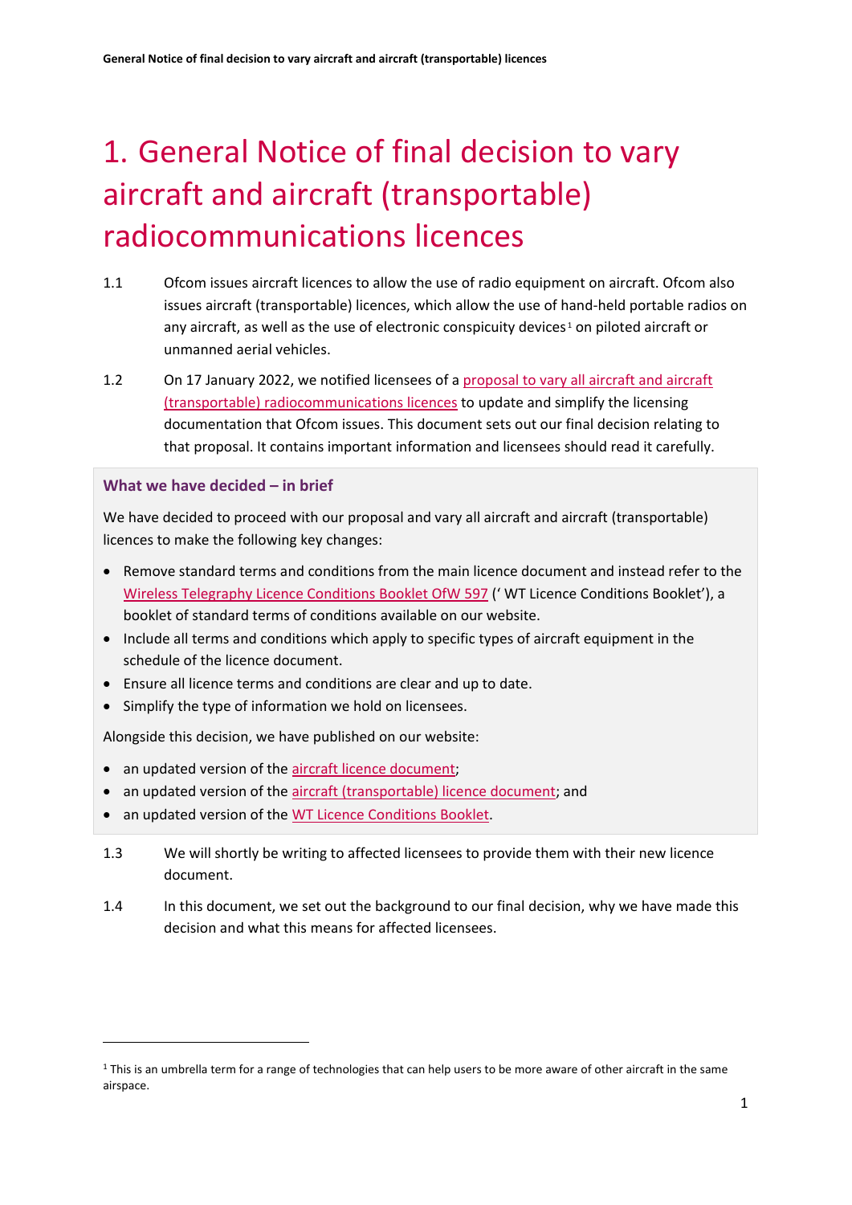# 1. General Notice of final decision to vary aircraft and aircraft (transportable) radiocommunications licences

1.1 Ofcom issues aircraft licences to allow the use of radio equipment on aircraft. Ofcom also issues aircraft (transportable) licences, which allow the use of hand-held portable radios on any aircraft, as well as the use of electronic conspicuity devices[1] on piloted aircraft or unmanned aerial vehicles.

1.2 On 17 January 2022, we notified licensees of a proposal to vary all aircraft and aircraft (transportable) radiocommunications licences to update and simplify the licensing documentation that Ofcom issues. This document sets out our final decision relating to that proposal. It contains important information and licensees should read it carefully.

**What we have decided – in brief**

We have decided to proceed with our proposal and vary all aircraft and aircraft (transportable) licences to make the following key changes:

- Remove standard terms and conditions from the main licence document and instead refer to the Wireless Telegraphy Licence Conditions Booklet OfW 597 (' WT Licence Conditions Booklet'), a booklet of standard terms of conditions available on our website.
- Include all terms and conditions which apply to specific types of aircraft equipment in the schedule of the licence document.
- Ensure all licence terms and conditions are clear and up to date.
- Simplify the type of information we hold on licensees.

Alongside this decision, we have published on our website:

- an updated version of the aircraft licence document;
- an updated version of the aircraft (transportable) licence document; and
- an updated version of the WT Licence Conditions Booklet.

1.3 We will shortly be writing to affected licensees to provide them with their new licence document.

1.4 In this document, we set out the background to our final decision, why we have made this decision and what this means for affected licensees.

[1] This is an umbrella term for a range of technologies that can help users to be more aware of other aircraft in the same airspace.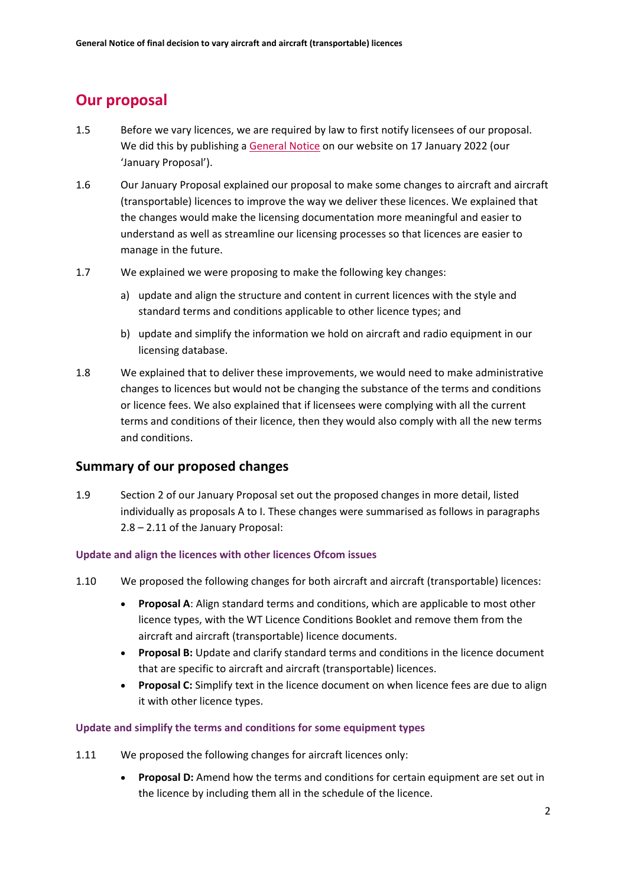## Our proposal

1.5 Before we vary licences, we are required by law to first notify licensees of our proposal. We did this by publishing a General Notice on our website on 17 January 2022 (our 'January Proposal').

1.6 Our January Proposal explained our proposal to make some changes to aircraft and aircraft (transportable) licences to improve the way we deliver these licences. We explained that the changes would make the licensing documentation more meaningful and easier to understand as well as streamline our licensing processes so that licences are easier to manage in the future.

1.7 We explained we were proposing to make the following key changes:

a) update and align the structure and content in current licences with the style and standard terms and conditions applicable to other licence types; and

b) update and simplify the information we hold on aircraft and radio equipment in our licensing database.

1.8 We explained that to deliver these improvements, we would need to make administrative changes to licences but would not be changing the substance of the terms and conditions or licence fees. We also explained that if licensees were complying with all the current terms and conditions of their licence, then they would also comply with all the new terms and conditions.

### Summary of our proposed changes

1.9 Section 2 of our January Proposal set out the proposed changes in more detail, listed individually as proposals A to I. These changes were summarised as follows in paragraphs 2.8 – 2.11 of the January Proposal:

#### Update and align the licences with other licences Ofcom issues

1.10 We proposed the following changes for both aircraft and aircraft (transportable) licences:

- **Proposal A**: Align standard terms and conditions, which are applicable to most other licence types, with the WT Licence Conditions Booklet and remove them from the aircraft and aircraft (transportable) licence documents.
- **Proposal B:** Update and clarify standard terms and conditions in the licence document that are specific to aircraft and aircraft (transportable) licences.
- **Proposal C:** Simplify text in the licence document on when licence fees are due to align it with other licence types.

#### Update and simplify the terms and conditions for some equipment types

1.11 We proposed the following changes for aircraft licences only:

- **Proposal D:** Amend how the terms and conditions for certain equipment are set out in the licence by including them all in the schedule of the licence.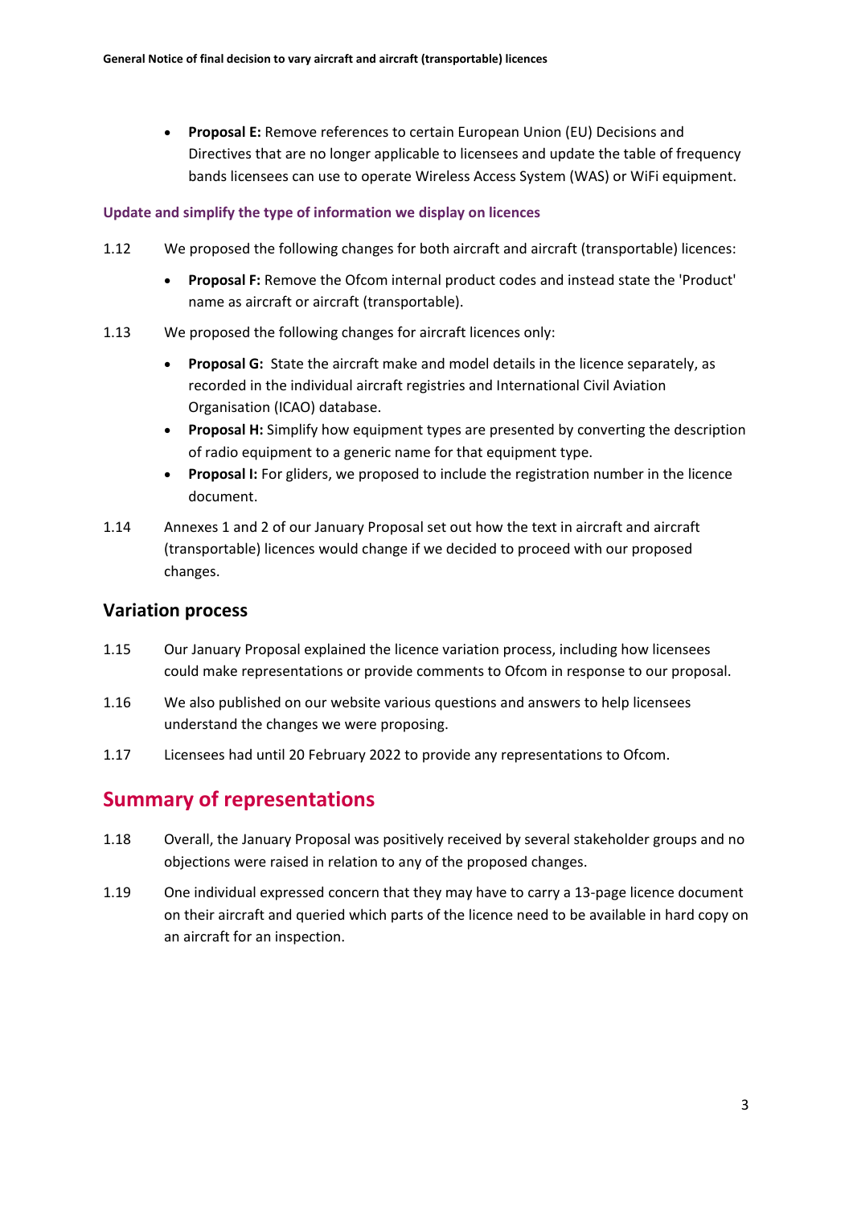- **Proposal E:** Remove references to certain European Union (EU) Decisions and Directives that are no longer applicable to licensees and update the table of frequency bands licensees can use to operate Wireless Access System (WAS) or WiFi equipment.

### Update and simplify the type of information we display on licences

1.12 We proposed the following changes for both aircraft and aircraft (transportable) licences:

- **Proposal F:** Remove the Ofcom internal product codes and instead state the 'Product' name as aircraft or aircraft (transportable).

1.13 We proposed the following changes for aircraft licences only:

- **Proposal G:** State the aircraft make and model details in the licence separately, as recorded in the individual aircraft registries and International Civil Aviation Organisation (ICAO) database.
- **Proposal H:** Simplify how equipment types are presented by converting the description of radio equipment to a generic name for that equipment type.
- **Proposal I:** For gliders, we proposed to include the registration number in the licence document.

1.14 Annexes 1 and 2 of our January Proposal set out how the text in aircraft and aircraft (transportable) licences would change if we decided to proceed with our proposed changes.

## Variation process

1.15 Our January Proposal explained the licence variation process, including how licensees could make representations or provide comments to Ofcom in response to our proposal.

1.16 We also published on our website various questions and answers to help licensees understand the changes we were proposing.

1.17 Licensees had until 20 February 2022 to provide any representations to Ofcom.

# Summary of representations

1.18 Overall, the January Proposal was positively received by several stakeholder groups and no objections were raised in relation to any of the proposed changes.

1.19 One individual expressed concern that they may have to carry a 13-page licence document on their aircraft and queried which parts of the licence need to be available in hard copy on an aircraft for an inspection.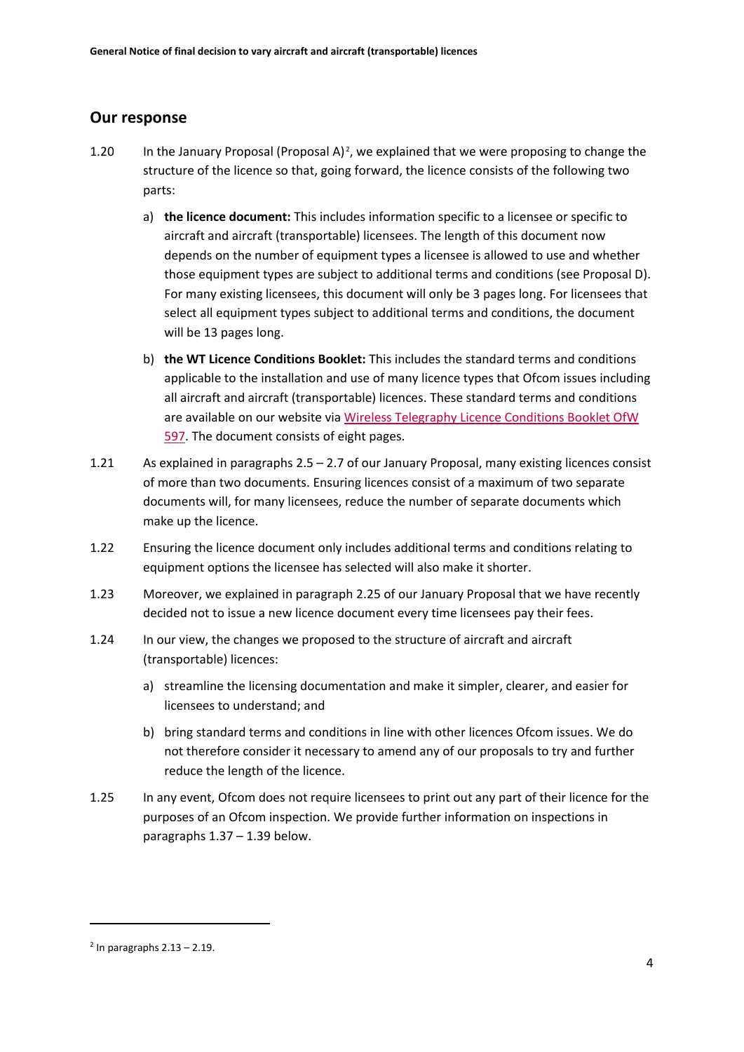## Our response

1.20 In the January Proposal (Proposal A)[2], we explained that we were proposing to change the structure of the licence so that, going forward, the licence consists of the following two parts:

a) **the licence document:** This includes information specific to a licensee or specific to aircraft and aircraft (transportable) licensees. The length of this document now depends on the number of equipment types a licensee is allowed to use and whether those equipment types are subject to additional terms and conditions (see Proposal D). For many existing licensees, this document will only be 3 pages long. For licensees that select all equipment types subject to additional terms and conditions, the document will be 13 pages long.

b) **the WT Licence Conditions Booklet:** This includes the standard terms and conditions applicable to the installation and use of many licence types that Ofcom issues including all aircraft and aircraft (transportable) licences. These standard terms and conditions are available on our website via Wireless Telegraphy Licence Conditions Booklet OfW 597. The document consists of eight pages.

1.21 As explained in paragraphs 2.5 – 2.7 of our January Proposal, many existing licences consist of more than two documents. Ensuring licences consist of a maximum of two separate documents will, for many licensees, reduce the number of separate documents which make up the licence.

1.22 Ensuring the licence document only includes additional terms and conditions relating to equipment options the licensee has selected will also make it shorter.

1.23 Moreover, we explained in paragraph 2.25 of our January Proposal that we have recently decided not to issue a new licence document every time licensees pay their fees.

1.24 In our view, the changes we proposed to the structure of aircraft and aircraft (transportable) licences:

a) streamline the licensing documentation and make it simpler, clearer, and easier for licensees to understand; and

b) bring standard terms and conditions in line with other licences Ofcom issues. We do not therefore consider it necessary to amend any of our proposals to try and further reduce the length of the licence.

1.25 In any event, Ofcom does not require licensees to print out any part of their licence for the purposes of an Ofcom inspection. We provide further information on inspections in paragraphs 1.37 – 1.39 below.

---

[2] In paragraphs 2.13 – 2.19.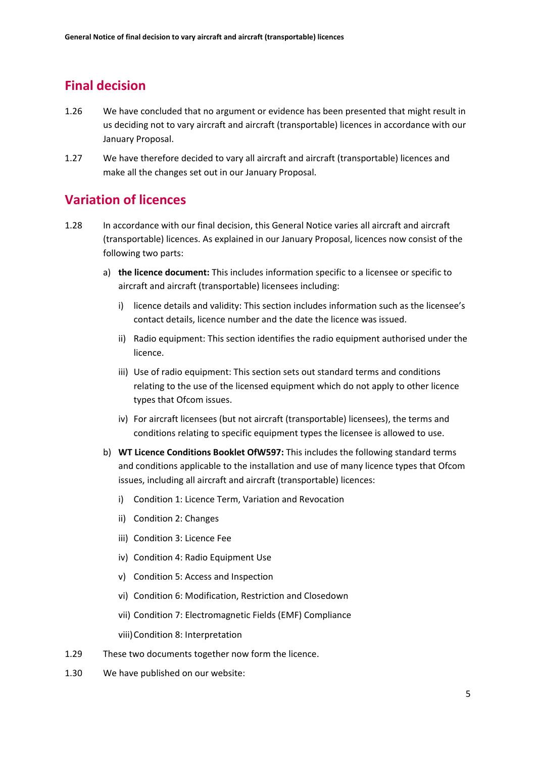## Final decision

1.26 We have concluded that no argument or evidence has been presented that might result in us deciding not to vary aircraft and aircraft (transportable) licences in accordance with our January Proposal.

1.27 We have therefore decided to vary all aircraft and aircraft (transportable) licences and make all the changes set out in our January Proposal.

## Variation of licences

1.28 In accordance with our final decision, this General Notice varies all aircraft and aircraft (transportable) licences. As explained in our January Proposal, licences now consist of the following two parts:

a) **the licence document:** This includes information specific to a licensee or specific to aircraft and aircraft (transportable) licensees including:

   i) licence details and validity: This section includes information such as the licensee's contact details, licence number and the date the licence was issued.

   ii) Radio equipment: This section identifies the radio equipment authorised under the licence.

   iii) Use of radio equipment: This section sets out standard terms and conditions relating to the use of the licensed equipment which do not apply to other licence types that Ofcom issues.

   iv) For aircraft licensees (but not aircraft (transportable) licensees), the terms and conditions relating to specific equipment types the licensee is allowed to use.

b) **WT Licence Conditions Booklet OfW597:** This includes the following standard terms and conditions applicable to the installation and use of many licence types that Ofcom issues, including all aircraft and aircraft (transportable) licences:

   i) Condition 1: Licence Term, Variation and Revocation

   ii) Condition 2: Changes

   iii) Condition 3: Licence Fee

   iv) Condition 4: Radio Equipment Use

   v) Condition 5: Access and Inspection

   vi) Condition 6: Modification, Restriction and Closedown

   vii) Condition 7: Electromagnetic Fields (EMF) Compliance

   viii) Condition 8: Interpretation

1.29 These two documents together now form the licence.

1.30 We have published on our website: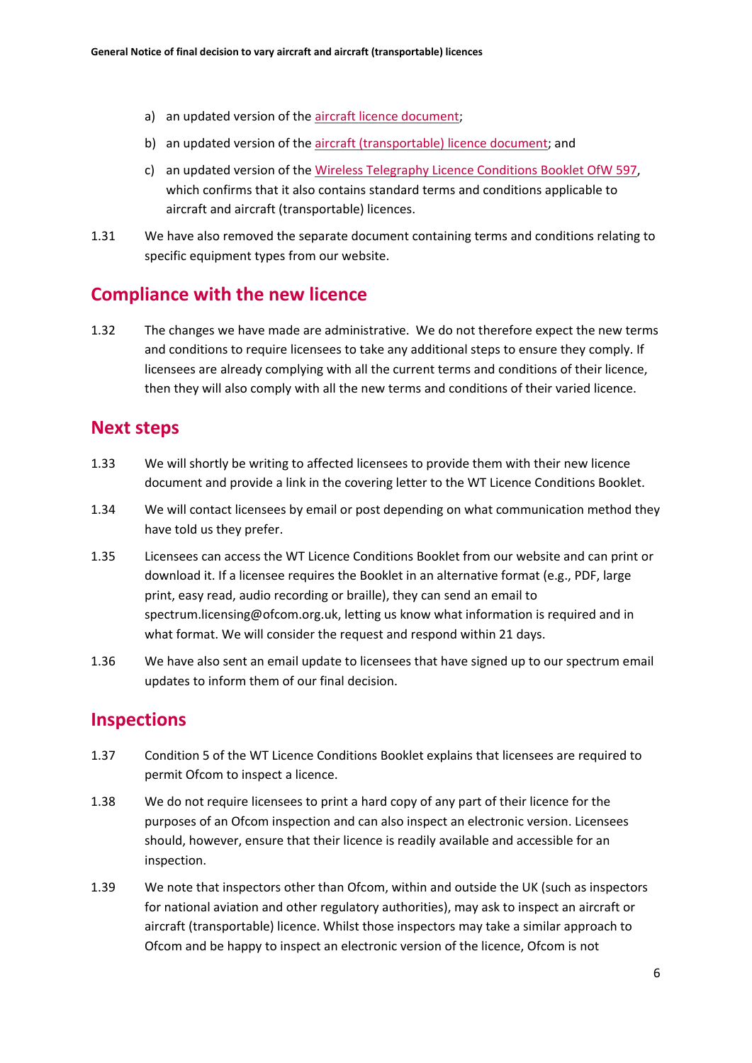a) an updated version of the [aircraft licence document](#);

b) an updated version of the [aircraft (transportable) licence document](#); and

c) an updated version of the [Wireless Telegraphy Licence Conditions Booklet OfW 597](#), which confirms that it also contains standard terms and conditions applicable to aircraft and aircraft (transportable) licences.

1.31 We have also removed the separate document containing terms and conditions relating to specific equipment types from our website.

## Compliance with the new licence

1.32 The changes we have made are administrative. We do not therefore expect the new terms and conditions to require licensees to take any additional steps to ensure they comply. If licensees are already complying with all the current terms and conditions of their licence, then they will also comply with all the new terms and conditions of their varied licence.

## Next steps

1.33 We will shortly be writing to affected licensees to provide them with their new licence document and provide a link in the covering letter to the WT Licence Conditions Booklet.

1.34 We will contact licensees by email or post depending on what communication method they have told us they prefer.

1.35 Licensees can access the WT Licence Conditions Booklet from our website and can print or download it. If a licensee requires the Booklet in an alternative format (e.g., PDF, large print, easy read, audio recording or braille), they can send an email to spectrum.licensing@ofcom.org.uk, letting us know what information is required and in what format. We will consider the request and respond within 21 days.

1.36 We have also sent an email update to licensees that have signed up to our spectrum email updates to inform them of our final decision.

## Inspections

1.37 Condition 5 of the WT Licence Conditions Booklet explains that licensees are required to permit Ofcom to inspect a licence.

1.38 We do not require licensees to print a hard copy of any part of their licence for the purposes of an Ofcom inspection and can also inspect an electronic version. Licensees should, however, ensure that their licence is readily available and accessible for an inspection.

1.39 We note that inspectors other than Ofcom, within and outside the UK (such as inspectors for national aviation and other regulatory authorities), may ask to inspect an aircraft or aircraft (transportable) licence. Whilst those inspectors may take a similar approach to Ofcom and be happy to inspect an electronic version of the licence, Ofcom is not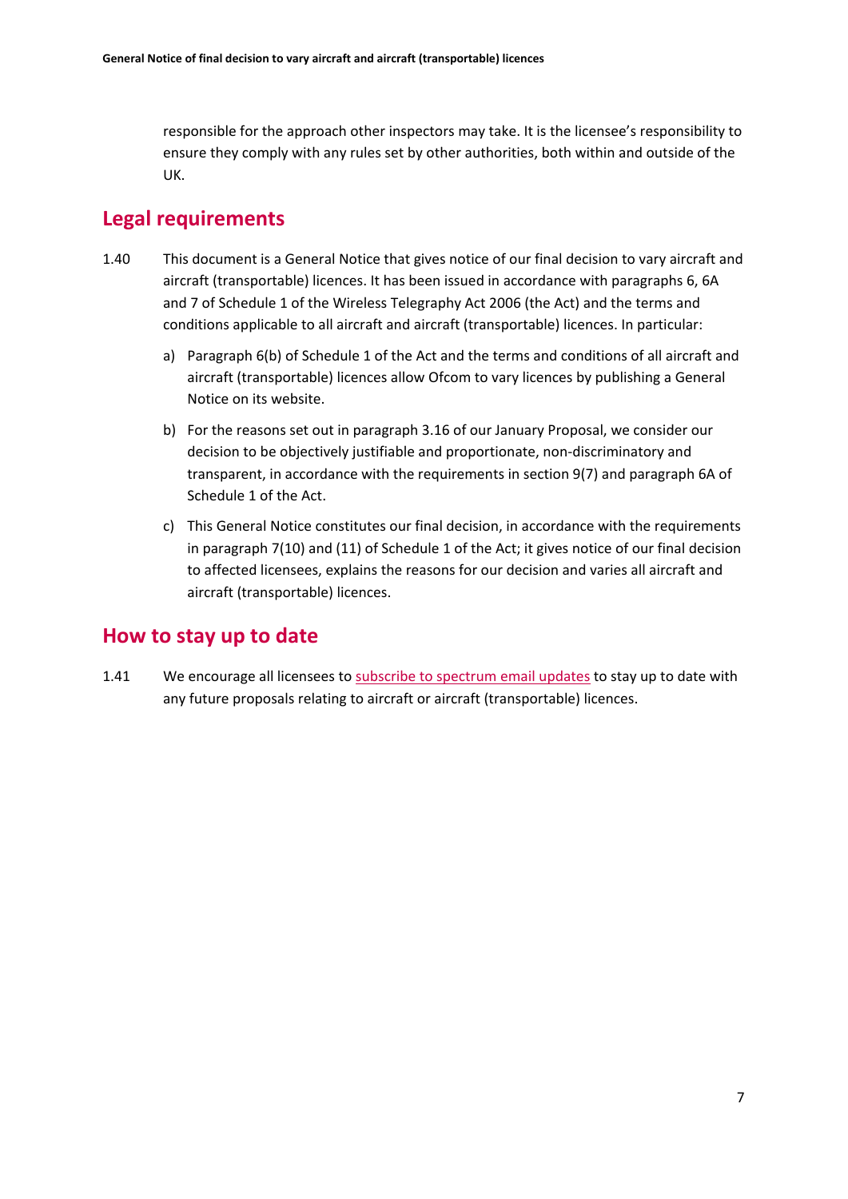responsible for the approach other inspectors may take. It is the licensee's responsibility to ensure they comply with any rules set by other authorities, both within and outside of the UK.

## Legal requirements

1.40 This document is a General Notice that gives notice of our final decision to vary aircraft and aircraft (transportable) licences. It has been issued in accordance with paragraphs 6, 6A and 7 of Schedule 1 of the Wireless Telegraphy Act 2006 (the Act) and the terms and conditions applicable to all aircraft and aircraft (transportable) licences. In particular:

a) Paragraph 6(b) of Schedule 1 of the Act and the terms and conditions of all aircraft and aircraft (transportable) licences allow Ofcom to vary licences by publishing a General Notice on its website.

b) For the reasons set out in paragraph 3.16 of our January Proposal, we consider our decision to be objectively justifiable and proportionate, non-discriminatory and transparent, in accordance with the requirements in section 9(7) and paragraph 6A of Schedule 1 of the Act.

c) This General Notice constitutes our final decision, in accordance with the requirements in paragraph 7(10) and (11) of Schedule 1 of the Act; it gives notice of our final decision to affected licensees, explains the reasons for our decision and varies all aircraft and aircraft (transportable) licences.

## How to stay up to date

1.41 We encourage all licensees to subscribe to spectrum email updates to stay up to date with any future proposals relating to aircraft or aircraft (transportable) licences.